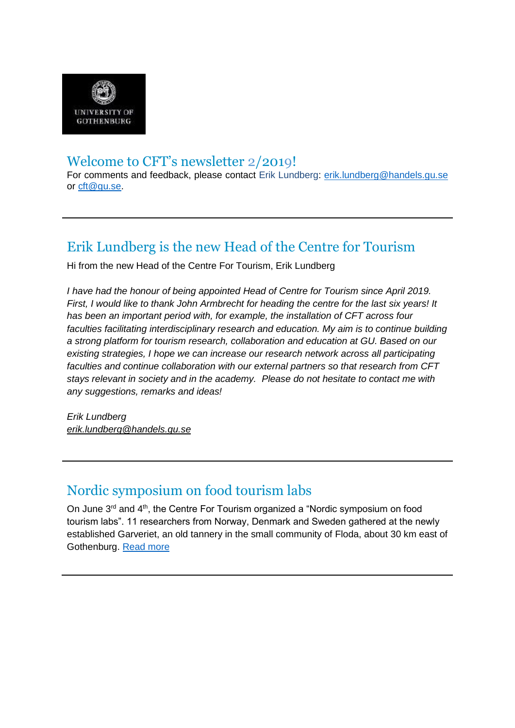UNIVERSITY OF GOTHENBURG

# Welcome to CFT's newsletter 2/2019!

For comments and feedback, please contact Erik Lundberg: erik.lundberg@handels.gu.se or cft@gu.se.

---

## Erik Lundberg is the new Head of the Centre for Tourism

Hi from the new Head of the Centre For Tourism, Erik Lundberg

*I have had the honour of being appointed Head of Centre for Tourism since April 2019. First, I would like to thank John Armbrecht for heading the centre for the last six years! It has been an important period with, for example, the installation of CFT across four faculties facilitating interdisciplinary research and education. My aim is to continue building a strong platform for tourism research, collaboration and education at GU. Based on our existing strategies, I hope we can increase our research network across all participating faculties and continue collaboration with our external partners so that research from CFT stays relevant in society and in the academy. Please do not hesitate to contact me with any suggestions, remarks and ideas!*

*Erik Lundberg*
*erik.lundberg@handels.gu.se*

---

## Nordic symposium on food tourism labs

On June 3rd and 4th, the Centre For Tourism organized a "Nordic symposium on food tourism labs". 11 researchers from Norway, Denmark and Sweden gathered at the newly established Garveriet, an old tannery in the small community of Floda, about 30 km east of Gothenburg. Read more

---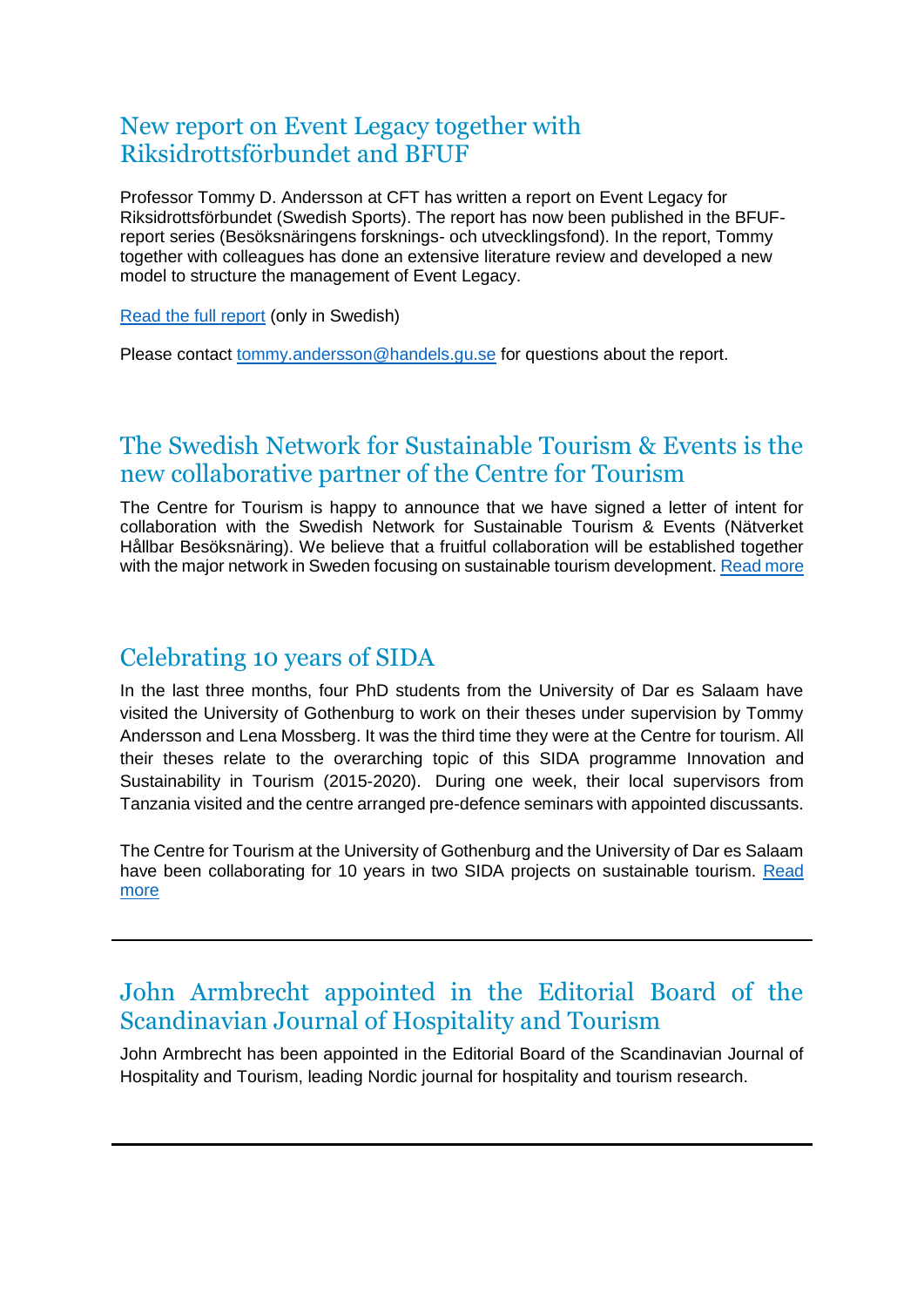## New report on Event Legacy together with Riksidrottsförbundet and BFUF

Professor Tommy D. Andersson at CFT has written a report on Event Legacy for Riksidrottsförbundet (Swedish Sports). The report has now been published in the BFUF-report series (Besöksnäringens forsknings- och utvecklingsfond). In the report, Tommy together with colleagues has done an extensive literature review and developed a new model to structure the management of Event Legacy.

Read the full report (only in Swedish)

Please contact tommy.andersson@handels.gu.se for questions about the report.

## The Swedish Network for Sustainable Tourism & Events is the new collaborative partner of the Centre for Tourism

The Centre for Tourism is happy to announce that we have signed a letter of intent for collaboration with the Swedish Network for Sustainable Tourism & Events (Nätverket Hållbar Besöksnäring). We believe that a fruitful collaboration will be established together with the major network in Sweden focusing on sustainable tourism development. Read more

## Celebrating 10 years of SIDA

In the last three months, four PhD students from the University of Dar es Salaam have visited the University of Gothenburg to work on their theses under supervision by Tommy Andersson and Lena Mossberg. It was the third time they were at the Centre for tourism. All their theses relate to the overarching topic of this SIDA programme Innovation and Sustainability in Tourism (2015-2020). During one week, their local supervisors from Tanzania visited and the centre arranged pre-defence seminars with appointed discussants.

The Centre for Tourism at the University of Gothenburg and the University of Dar es Salaam have been collaborating for 10 years in two SIDA projects on sustainable tourism. Read more

---

## John Armbrecht appointed in the Editorial Board of the Scandinavian Journal of Hospitality and Tourism

John Armbrecht has been appointed in the Editorial Board of the Scandinavian Journal of Hospitality and Tourism, leading Nordic journal for hospitality and tourism research.

---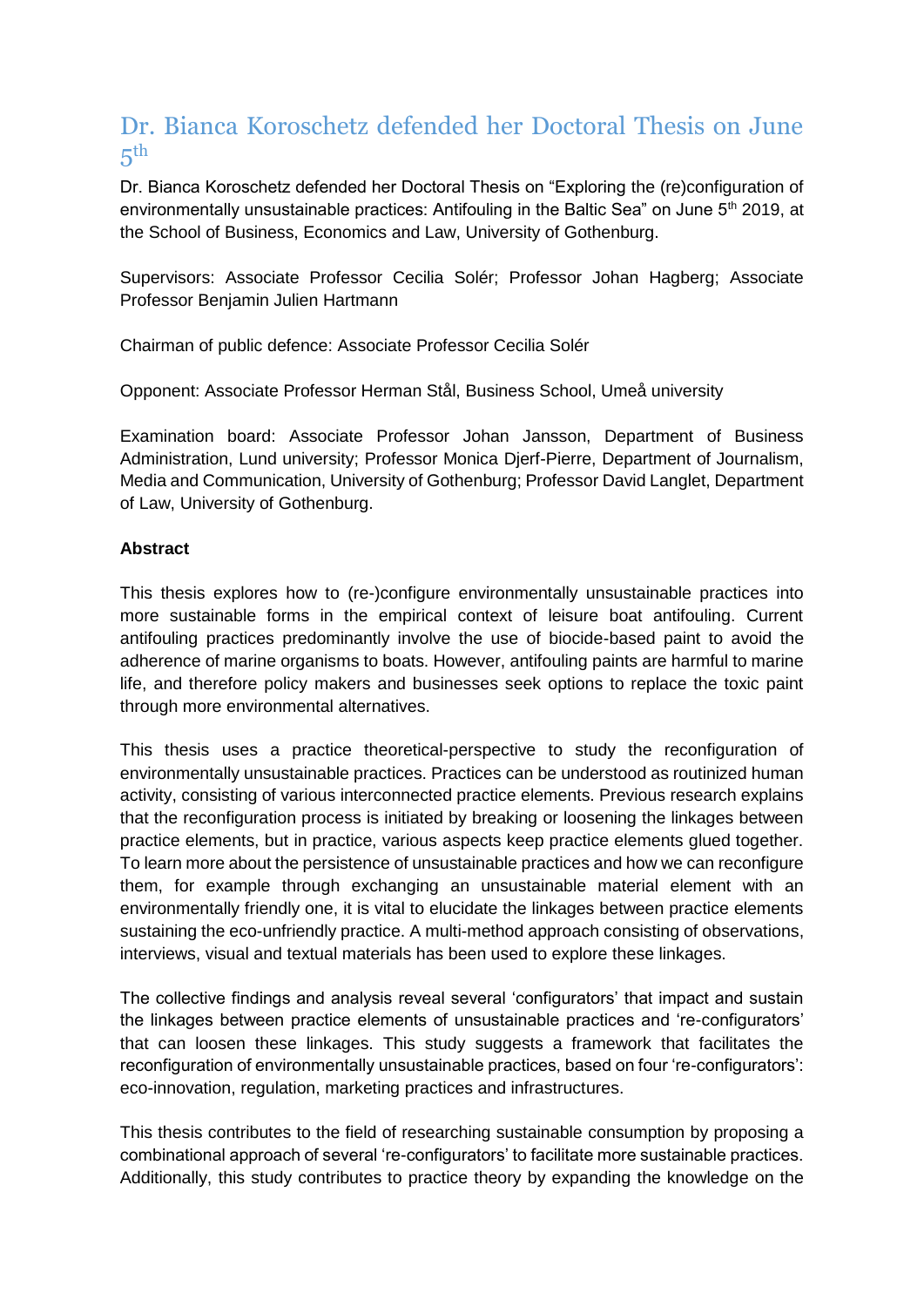## Dr. Bianca Koroschetz defended her Doctoral Thesis on June 5th

Dr. Bianca Koroschetz defended her Doctoral Thesis on "Exploring the (re)configuration of environmentally unsustainable practices: Antifouling in the Baltic Sea" on June 5th 2019, at the School of Business, Economics and Law, University of Gothenburg.

Supervisors: Associate Professor Cecilia Solér; Professor Johan Hagberg; Associate Professor Benjamin Julien Hartmann

Chairman of public defence: Associate Professor Cecilia Solér

Opponent: Associate Professor Herman Stål, Business School, Umeå university

Examination board: Associate Professor Johan Jansson, Department of Business Administration, Lund university; Professor Monica Djerf-Pierre, Department of Journalism, Media and Communication, University of Gothenburg; Professor David Langlet, Department of Law, University of Gothenburg.

**Abstract**

This thesis explores how to (re-)configure environmentally unsustainable practices into more sustainable forms in the empirical context of leisure boat antifouling. Current antifouling practices predominantly involve the use of biocide-based paint to avoid the adherence of marine organisms to boats. However, antifouling paints are harmful to marine life, and therefore policy makers and businesses seek options to replace the toxic paint through more environmental alternatives.

This thesis uses a practice theoretical-perspective to study the reconfiguration of environmentally unsustainable practices. Practices can be understood as routinized human activity, consisting of various interconnected practice elements. Previous research explains that the reconfiguration process is initiated by breaking or loosening the linkages between practice elements, but in practice, various aspects keep practice elements glued together. To learn more about the persistence of unsustainable practices and how we can reconfigure them, for example through exchanging an unsustainable material element with an environmentally friendly one, it is vital to elucidate the linkages between practice elements sustaining the eco-unfriendly practice. A multi-method approach consisting of observations, interviews, visual and textual materials has been used to explore these linkages.

The collective findings and analysis reveal several 'configurators' that impact and sustain the linkages between practice elements of unsustainable practices and 're-configurators' that can loosen these linkages. This study suggests a framework that facilitates the reconfiguration of environmentally unsustainable practices, based on four 're-configurators': eco-innovation, regulation, marketing practices and infrastructures.

This thesis contributes to the field of researching sustainable consumption by proposing a combinational approach of several 're-configurators' to facilitate more sustainable practices. Additionally, this study contributes to practice theory by expanding the knowledge on the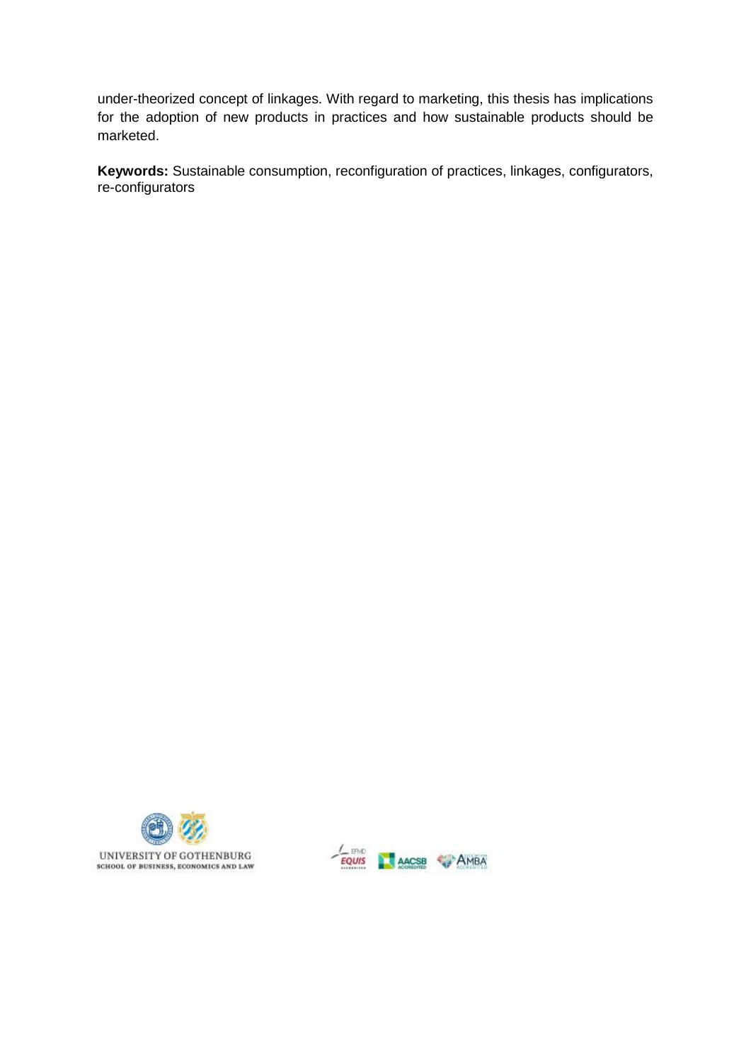under-theorized concept of linkages. With regard to marketing, this thesis has implications for the adoption of new products in practices and how sustainable products should be marketed.

**Keywords:** Sustainable consumption, reconfiguration of practices, linkages, configurators, re-configurators

UNIVERSITY OF GOTHENBURG
SCHOOL OF BUSINESS, ECONOMICS AND LAW